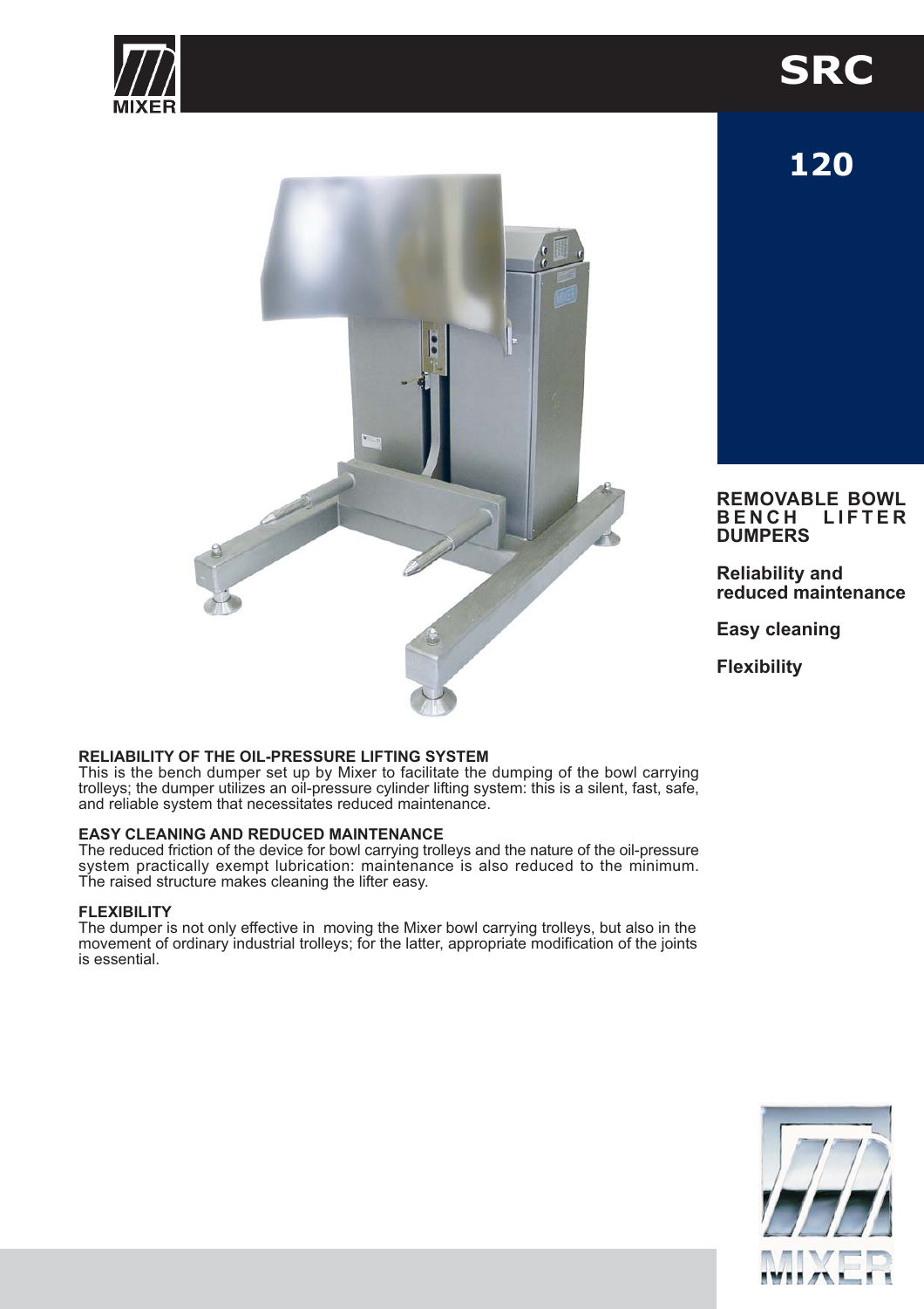# SRC

## 120

**REMOVABLE BOWL BENCH LIFTER DUMPERS**

**Reliability and reduced maintenance**

**Easy cleaning**

**Flexibility**

**RELIABILITY OF THE OIL-PRESSURE LIFTING SYSTEM**
This is the bench dumper set up by Mixer to facilitate the dumping of the bowl carrying trolleys; the dumper utilizes an oil-pressure cylinder lifting system: this is a silent, fast, safe, and reliable system that necessitates reduced maintenance.

**EASY CLEANING AND REDUCED MAINTENANCE**
The reduced friction of the device for bowl carrying trolleys and the nature of the oil-pressure system practically exempt lubrication: maintenance is also reduced to the minimum. The raised structure makes cleaning the lifter easy.

**FLEXIBILITY**
The dumper is not only effective in moving the Mixer bowl carrying trolleys, but also in the movement of ordinary industrial trolleys; for the latter, appropriate modification of the joints is essential.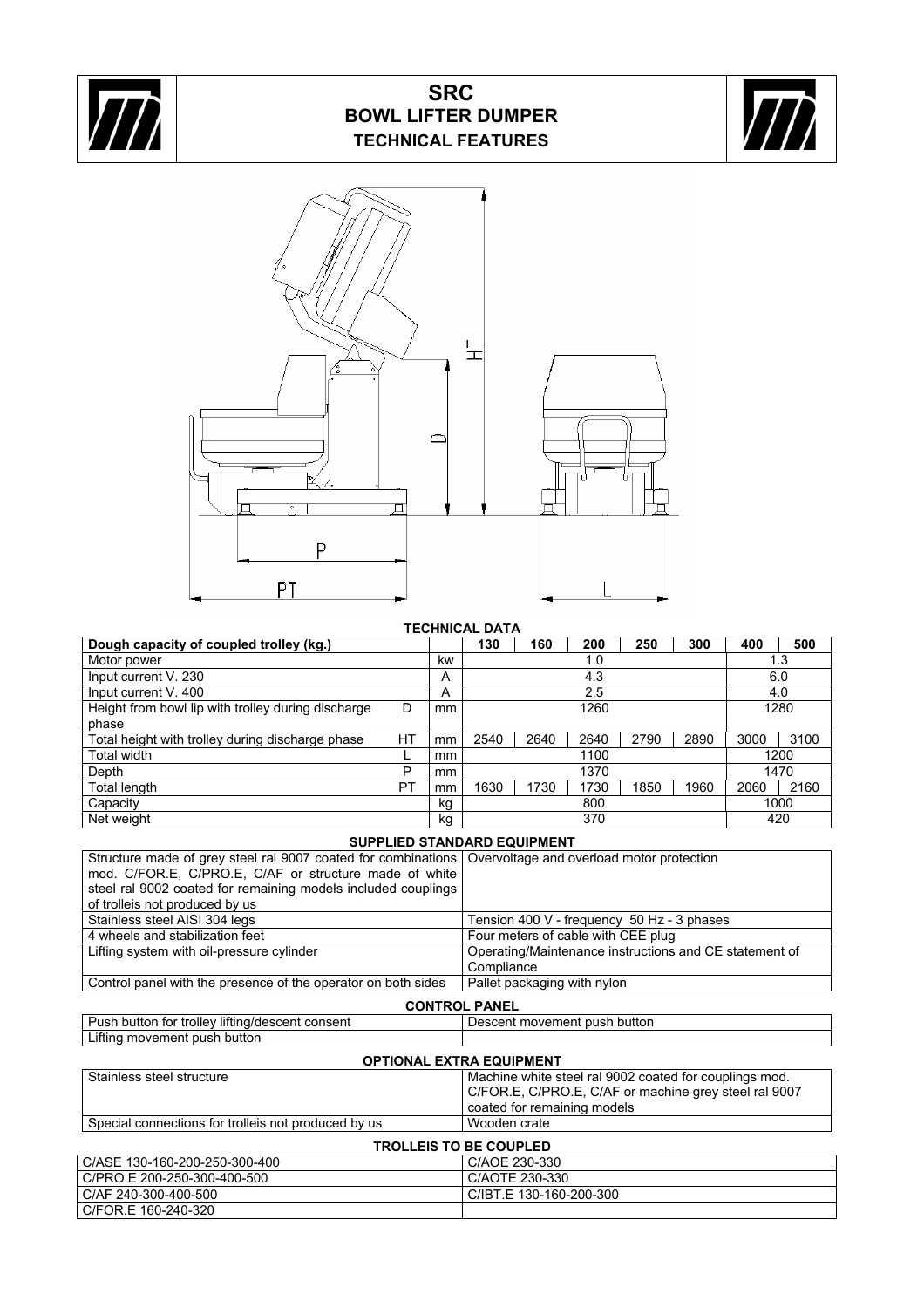# SRC
## BOWL LIFTER DUMPER
### TECHNICAL FEATURES

HT
D
P
PT
L

**TECHNICAL DATA**

| Dough capacity of coupled trolley (kg.) | | | 130 | 160 | 200 | 250 | 300 | 400 | 500 |
|---|---|---|---|---|---|---|---|---|---|
| Motor power | | kw | 1.0 | | | | | 1.3 | |
| Input current V. 230 | | A | 4.3 | | | | | 6.0 | |
| Input current V. 400 | | A | 2.5 | | | | | 4.0 | |
| Height from bowl lip with trolley during discharge phase | D | mm | 1260 | | | | | 1280 | |
| Total height with trolley during discharge phase | HT | mm | 2540 | 2640 | 2640 | 2790 | 2890 | 3000 | 3100 |
| Total width | L | mm | 1100 | | | | | 1200 | |
| Depth | P | mm | 1370 | | | | | 1470 | |
| Total length | PT | mm | 1630 | 1730 | 1730 | 1850 | 1960 | 2060 | 2160 |
| Capacity | | kg | 800 | | | | | 1000 | |
| Net weight | | kg | 370 | | | | | 420 | |

**SUPPLIED STANDARD EQUIPMENT**

| | |
|---|---|
| Structure made of grey steel ral 9007 coated for combinations mod. C/FOR.E, C/PRO.E, C/AF or structure made of white steel ral 9002 coated for remaining models included couplings of trolleis not produced by us | Overvoltage and overload motor protection |
| Stainless steel AISI 304 legs | Tension 400 V - frequency 50 Hz - 3 phases |
| 4 wheels and stabilization feet | Four meters of cable with CEE plug |
| Lifting system with oil-pressure cylinder | Operating/Maintenance instructions and CE statement of Compliance |
| Control panel with the presence of the operator on both sides | Pallet packaging with nylon |

**CONTROL PANEL**

| | |
|---|---|
| Push button for trolley lifting/descent consent | Descent movement push button |
| Lifting movement push button | |

**OPTIONAL EXTRA EQUIPMENT**

| | |
|---|---|
| Stainless steel structure | Machine white steel ral 9002 coated for couplings mod. C/FOR.E, C/PRO.E, C/AF or machine grey steel ral 9007 coated for remaining models |
| Special connections for trolleis not produced by us | Wooden crate |

**TROLLEIS TO BE COUPLED**

| | |
|---|---|
| C/ASE 130-160-200-250-300-400 | C/AOE 230-330 |
| C/PRO.E 200-250-300-400-500 | C/AOTE 230-330 |
| C/AF 240-300-400-500 | C/IBT.E 130-160-200-300 |
| C/FOR.E 160-240-320 | |